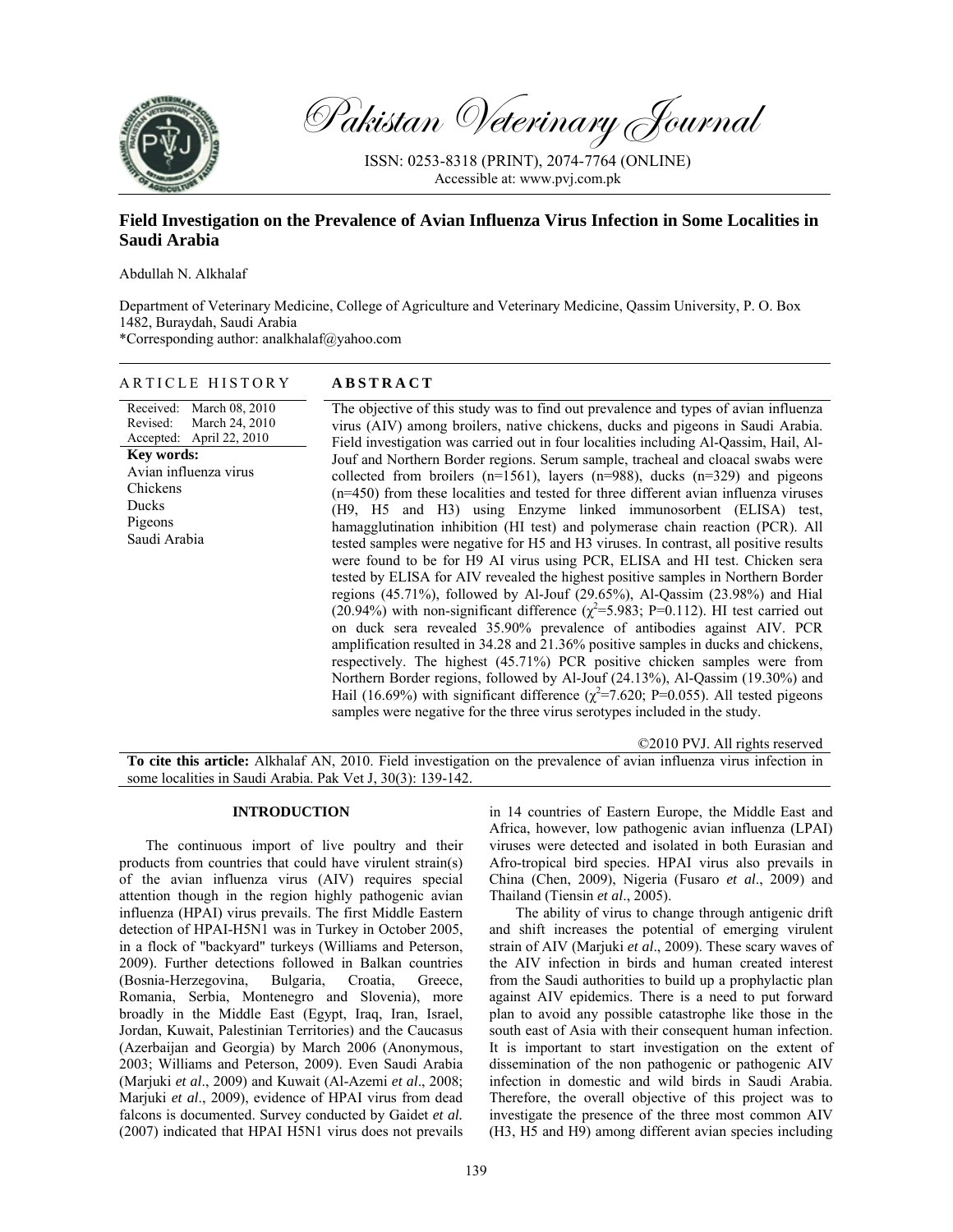# Field Investigation on the Prevalence of Avian Influenza Virus Infection in Some Localities in Saudi Arabia

Abdullah N. Alkhalaf

Department of Veterinary Medicine, College of Agriculture and Veterinary Medicine, Qassim University, P. O. Box 1482, Buraydah, Saudi Arabia

*Corresponding author: analkhalaf@yahoo.com

## ARTICLE HISTORY

Received: March 08, 2010
Revised: March 24, 2010
Accepted: April 22, 2010

**Key words:**
Avian influenza virus
Chickens
Ducks
Pigeons
Saudi Arabia

## ABSTRACT

The objective of this study was to find out prevalence and types of avian influenza virus (AIV) among broilers, native chickens, ducks and pigeons in Saudi Arabia. Field investigation was carried out in four localities including Al-Qassim, Hail, Al-Jouf and Northern Border regions. Serum sample, tracheal and cloacal swabs were collected from broilers (n=1561), layers (n=988), ducks (n=329) and pigeons (n=450) from these localities and tested for three different avian influenza viruses (H9, H5 and H3) using Enzyme linked immunosorbent (ELISA) test, hamagglutination inhibition (HI test) and polymerase chain reaction (PCR). All tested samples were negative for H5 and H3 viruses. In contrast, all positive results were found to be for H9 AI virus using PCR, ELISA and HI test. Chicken sera tested by ELISA for AIV revealed the highest positive samples in Northern Border regions (45.71%), followed by Al-Jouf (29.65%), Al-Qassim (23.98%) and Hial (20.94%) with non-significant difference ($\chi^2$=5.983; P=0.112). HI test carried out on duck sera revealed 35.90% prevalence of antibodies against AIV. PCR amplification resulted in 34.28 and 21.36% positive samples in ducks and chickens, respectively. The highest (45.71%) PCR positive chicken samples were from Northern Border regions, followed by Al-Jouf (24.13%), Al-Qassim (19.30%) and Hail (16.69%) with significant difference ($\chi^2$=7.620; P=0.055). All tested pigeons samples were negative for the three virus serotypes included in the study.

©2010 PVJ. All rights reserved

**To cite this article:** Alkhalaf AN, 2010. Field investigation on the prevalence of avian influenza virus infection in some localities in Saudi Arabia. Pak Vet J, 30(3): 139-142.

## INTRODUCTION

The continuous import of live poultry and their products from countries that could have virulent strain(s) of the avian influenza virus (AIV) requires special attention though in the region highly pathogenic avian influenza (HPAI) virus prevails. The first Middle Eastern detection of HPAI-H5N1 was in Turkey in October 2005, in a flock of "backyard" turkeys (Williams and Peterson, 2009). Further detections followed in Balkan countries (Bosnia-Herzegovina, Bulgaria, Croatia, Greece, Romania, Serbia, Montenegro and Slovenia), more broadly in the Middle East (Egypt, Iraq, Iran, Israel, Jordan, Kuwait, Palestinian Territories) and the Caucasus (Azerbaijan and Georgia) by March 2006 (Anonymous, 2003; Williams and Peterson, 2009). Even Saudi Arabia (Marjuki *et al*., 2009) and Kuwait (Al-Azemi *et al*., 2008; Marjuki *et al*., 2009), evidence of HPAI virus from dead falcons is documented. Survey conducted by Gaidet *et al.* (2007) indicated that HPAI H5N1 virus does not prevails in 14 countries of Eastern Europe, the Middle East and Africa, however, low pathogenic avian influenza (LPAI) viruses were detected and isolated in both Eurasian and Afro-tropical bird species. HPAI virus also prevails in China (Chen, 2009), Nigeria (Fusaro *et al*., 2009) and Thailand (Tiensin *et al*., 2005).

The ability of virus to change through antigenic drift and shift increases the potential of emerging virulent strain of AIV (Marjuki *et al*., 2009). These scary waves of the AIV infection in birds and human created interest from the Saudi authorities to build up a prophylactic plan against AIV epidemics. There is a need to put forward plan to avoid any possible catastrophe like those in the south east of Asia with their consequent human infection. It is important to start investigation on the extent of dissemination of the non pathogenic or pathogenic AIV infection in domestic and wild birds in Saudi Arabia. Therefore, the overall objective of this project was to investigate the presence of the three most common AIV (H3, H5 and H9) among different avian species including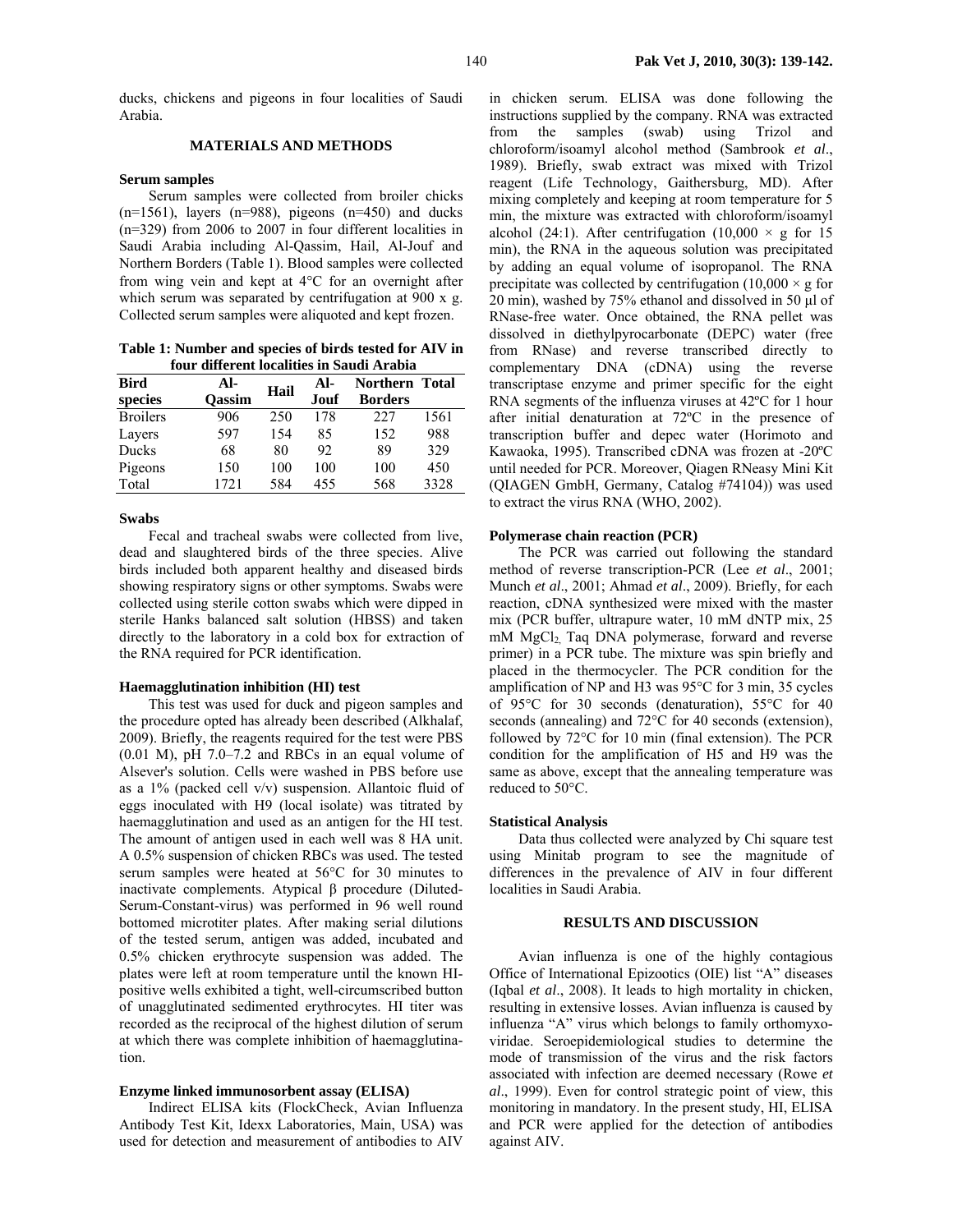ducks, chickens and pigeons in four localities of Saudi Arabia.

## MATERIALS AND METHODS

### Serum samples

Serum samples were collected from broiler chicks (n=1561), layers (n=988), pigeons (n=450) and ducks (n=329) from 2006 to 2007 in four different localities in Saudi Arabia including Al-Qassim, Hail, Al-Jouf and Northern Borders (Table 1). Blood samples were collected from wing vein and kept at 4°C for an overnight after which serum was separated by centrifugation at 900 x g. Collected serum samples were aliquoted and kept frozen.

**Table 1: Number and species of birds tested for AIV in four different localities in Saudi Arabia**

| Bird species | Al-Qassim | Hail | Al-Jouf | Northern Borders | Total |
|---|---|---|---|---|---|
| Broilers | 906 | 250 | 178 | 227 | 1561 |
| Layers | 597 | 154 | 85 | 152 | 988 |
| Ducks | 68 | 80 | 92 | 89 | 329 |
| Pigeons | 150 | 100 | 100 | 100 | 450 |
| Total | 1721 | 584 | 455 | 568 | 3328 |

### Swabs

Fecal and tracheal swabs were collected from live, dead and slaughtered birds of the three species. Alive birds included both apparent healthy and diseased birds showing respiratory signs or other symptoms. Swabs were collected using sterile cotton swabs which were dipped in sterile Hanks balanced salt solution (HBSS) and taken directly to the laboratory in a cold box for extraction of the RNA required for PCR identification.

### Haemagglutination inhibition (HI) test

This test was used for duck and pigeon samples and the procedure opted has already been described (Alkhalaf, 2009). Briefly, the reagents required for the test were PBS (0.01 M), pH 7.0–7.2 and RBCs in an equal volume of Alsever's solution. Cells were washed in PBS before use as a 1% (packed cell v/v) suspension. Allantoic fluid of eggs inoculated with H9 (local isolate) was titrated by haemagglutination and used as an antigen for the HI test. The amount of antigen used in each well was 8 HA unit. A 0.5% suspension of chicken RBCs was used. The tested serum samples were heated at 56°C for 30 minutes to inactivate complements. Atypical β procedure (Diluted-Serum-Constant-virus) was performed in 96 well round bottomed microtiter plates. After making serial dilutions of the tested serum, antigen was added, incubated and 0.5% chicken erythrocyte suspension was added. The plates were left at room temperature until the known HI-positive wells exhibited a tight, well-circumscribed button of unagglutinated sedimented erythrocytes. HI titer was recorded as the reciprocal of the highest dilution of serum at which there was complete inhibition of haemagglutination.

### Enzyme linked immunosorbent assay (ELISA)

Indirect ELISA kits (FlockCheck, Avian Influenza Antibody Test Kit, Idexx Laboratories, Main, USA) was used for detection and measurement of antibodies to AIV in chicken serum. ELISA was done following the instructions supplied by the company. RNA was extracted from the samples (swab) using Trizol and chloroform/isoamyl alcohol method (Sambrook *et al*., 1989). Briefly, swab extract was mixed with Trizol reagent (Life Technology, Gaithersburg, MD). After mixing completely and keeping at room temperature for 5 min, the mixture was extracted with chloroform/isoamyl alcohol (24:1). After centrifugation (10,000 × g for 15 min), the RNA in the aqueous solution was precipitated by adding an equal volume of isopropanol. The RNA precipitate was collected by centrifugation (10,000 × g for 20 min), washed by 75% ethanol and dissolved in 50 µl of RNase-free water. Once obtained, the RNA pellet was dissolved in diethylpyrocarbonate (DEPC) water (free from RNase) and reverse transcribed directly to complementary DNA (cDNA) using the reverse transcriptase enzyme and primer specific for the eight RNA segments of the influenza viruses at 42ºC for 1 hour after initial denaturation at 72ºC in the presence of transcription buffer and depec water (Horimoto and Kawaoka, 1995). Transcribed cDNA was frozen at -20ºC until needed for PCR. Moreover, Qiagen RNeasy Mini Kit (QIAGEN GmbH, Germany, Catalog #74104)) was used to extract the virus RNA (WHO, 2002).

### Polymerase chain reaction (PCR)

The PCR was carried out following the standard method of reverse transcription-PCR (Lee *et al*., 2001; Munch *et al*., 2001; Ahmad *et al*., 2009). Briefly, for each reaction, cDNA synthesized were mixed with the master mix (PCR buffer, ultrapure water, 10 mM dNTP mix, 25 mM $MgCl_2$, Taq DNA polymerase, forward and reverse primer) in a PCR tube. The mixture was spin briefly and placed in the thermocycler. The PCR condition for the amplification of NP and H3 was 95°C for 3 min, 35 cycles of 95°C for 30 seconds (denaturation), 55°C for 40 seconds (annealing) and 72°C for 40 seconds (extension), followed by 72°C for 10 min (final extension). The PCR condition for the amplification of H5 and H9 was the same as above, except that the annealing temperature was reduced to 50°C.

### Statistical Analysis

Data thus collected were analyzed by Chi square test using Minitab program to see the magnitude of differences in the prevalence of AIV in four different localities in Saudi Arabia.

## RESULTS AND DISCUSSION

Avian influenza is one of the highly contagious Office of International Epizootics (OIE) list "A" diseases (Iqbal *et al*., 2008). It leads to high mortality in chicken, resulting in extensive losses. Avian influenza is caused by influenza "A" virus which belongs to family orthomyxoviridae. Seroepidemiological studies to determine the mode of transmission of the virus and the risk factors associated with infection are deemed necessary (Rowe *et al*., 1999). Even for control strategic point of view, this monitoring in mandatory. In the present study, HI, ELISA and PCR were applied for the detection of antibodies against AIV.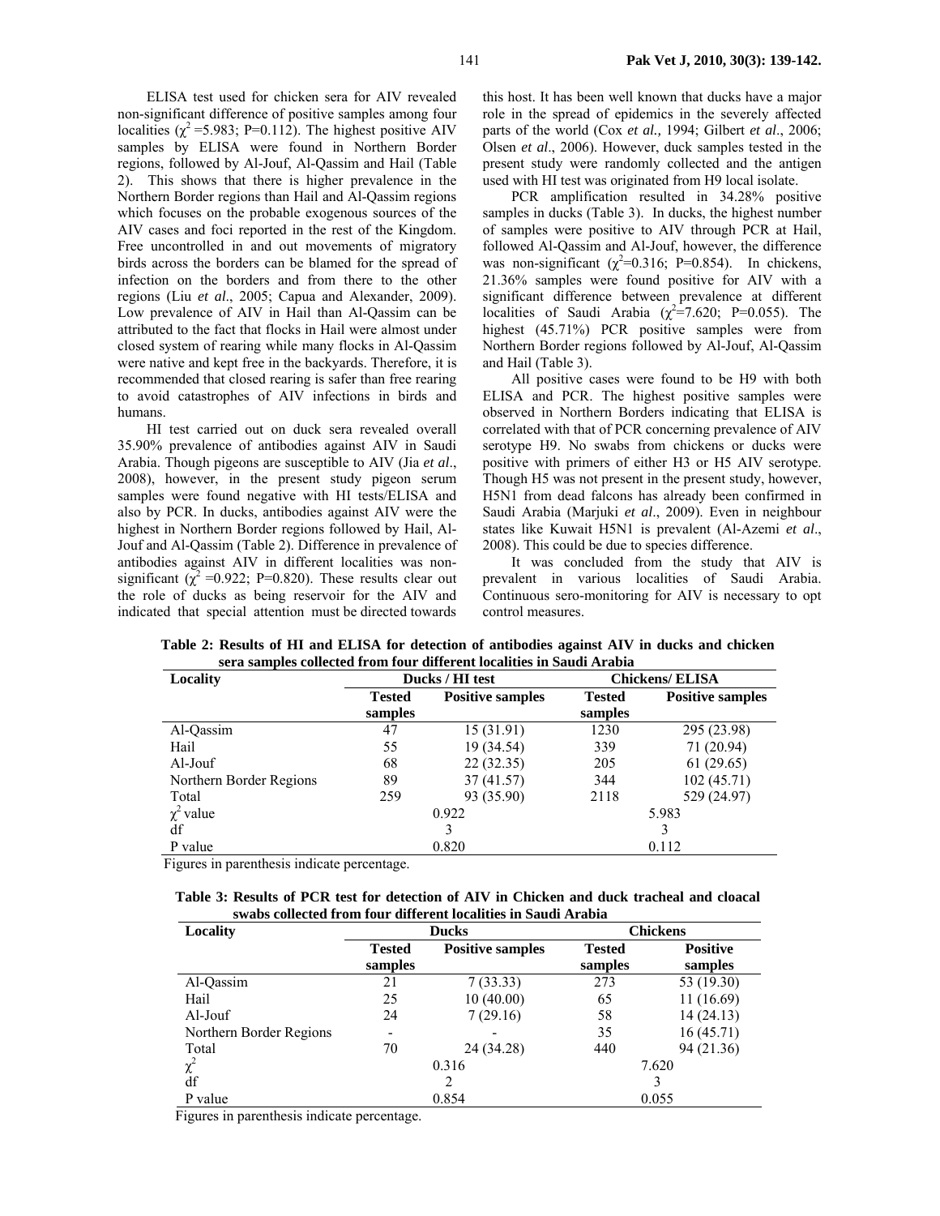ELISA test used for chicken sera for AIV revealed non-significant difference of positive samples among four localities ($\chi^2$ =5.983; P=0.112). The highest positive AIV samples by ELISA were found in Northern Border regions, followed by Al-Jouf, Al-Qassim and Hail (Table 2). This shows that there is higher prevalence in the Northern Border regions than Hail and Al-Qassim regions which focuses on the probable exogenous sources of the AIV cases and foci reported in the rest of the Kingdom. Free uncontrolled in and out movements of migratory birds across the borders can be blamed for the spread of infection on the borders and from there to the other regions (Liu *et al*., 2005; Capua and Alexander, 2009). Low prevalence of AIV in Hail than Al-Qassim can be attributed to the fact that flocks in Hail were almost under closed system of rearing while many flocks in Al-Qassim were native and kept free in the backyards. Therefore, it is recommended that closed rearing is safer than free rearing to avoid catastrophes of AIV infections in birds and humans.

HI test carried out on duck sera revealed overall 35.90% prevalence of antibodies against AIV in Saudi Arabia. Though pigeons are susceptible to AIV (Jia *et al*., 2008), however, in the present study pigeon serum samples were found negative with HI tests/ELISA and also by PCR. In ducks, antibodies against AIV were the highest in Northern Border regions followed by Hail, Al-Jouf and Al-Qassim (Table 2). Difference in prevalence of antibodies against AIV in different localities was non-significant ($\chi^2$ =0.922; P=0.820). These results clear out the role of ducks as being reservoir for the AIV and indicated that special attention must be directed towards this host. It has been well known that ducks have a major role in the spread of epidemics in the severely affected parts of the world (Cox *et al.,* 1994; Gilbert *et al*., 2006; Olsen *et al*., 2006). However, duck samples tested in the present study were randomly collected and the antigen used with HI test was originated from H9 local isolate.

PCR amplification resulted in 34.28% positive samples in ducks (Table 3). In ducks, the highest number of samples were positive to AIV through PCR at Hail, followed Al-Qassim and Al-Jouf, however, the difference was non-significant ($\chi^2$=0.316; P=0.854). In chickens, 21.36% samples were found positive for AIV with a significant difference between prevalence at different localities of Saudi Arabia ($\chi^2$=7.620; P=0.055). The highest (45.71%) PCR positive samples were from Northern Border regions followed by Al-Jouf, Al-Qassim and Hail (Table 3).

All positive cases were found to be H9 with both ELISA and PCR. The highest positive samples were observed in Northern Borders indicating that ELISA is correlated with that of PCR concerning prevalence of AIV serotype H9. No swabs from chickens or ducks were positive with primers of either H3 or H5 AIV serotype. Though H5 was not present in the present study, however, H5N1 from dead falcons has already been confirmed in Saudi Arabia (Marjuki *et al*., 2009). Even in neighbour states like Kuwait H5N1 is prevalent (Al-Azemi *et al*., 2008). This could be due to species difference.

It was concluded from the study that AIV is prevalent in various localities of Saudi Arabia. Continuous sero-monitoring for AIV is necessary to opt control measures.

**Table 2: Results of HI and ELISA for detection of antibodies against AIV in ducks and chicken sera samples collected from four different localities in Saudi Arabia**

| Locality | Ducks / HI test | | Chickens/ ELISA | |
|---|---|---|---|---|
| | Tested samples | Positive samples | Tested samples | Positive samples |
| Al-Qassim | 47 | 15 (31.91) | 1230 | 295 (23.98) |
| Hail | 55 | 19 (34.54) | 339 | 71 (20.94) |
| Al-Jouf | 68 | 22 (32.35) | 205 | 61 (29.65) |
| Northern Border Regions | 89 | 37 (41.57) | 344 | 102 (45.71) |
| Total | 259 | 93 (35.90) | 2118 | 529 (24.97) |
| $\chi^2$ value | 0.922 | | 5.983 | |
| df | 3 | | 3 | |
| P value | 0.820 | | 0.112 | |

Figures in parenthesis indicate percentage.

**Table 3: Results of PCR test for detection of AIV in Chicken and duck tracheal and cloacal swabs collected from four different localities in Saudi Arabia**

| Locality | Ducks | | Chickens | |
|---|---|---|---|---|
| | Tested samples | Positive samples | Tested samples | Positive samples |
| Al-Qassim | 21 | 7 (33.33) | 273 | 53 (19.30) |
| Hail | 25 | 10 (40.00) | 65 | 11 (16.69) |
| Al-Jouf | 24 | 7 (29.16) | 58 | 14 (24.13) |
| Northern Border Regions | - | - | 35 | 16 (45.71) |
| Total | 70 | 24 (34.28) | 440 | 94 (21.36) |
| $\chi^2$ | 0.316 | | 7.620 | |
| df | 2 | | 3 | |
| P value | 0.854 | | 0.055 | |

Figures in parenthesis indicate percentage.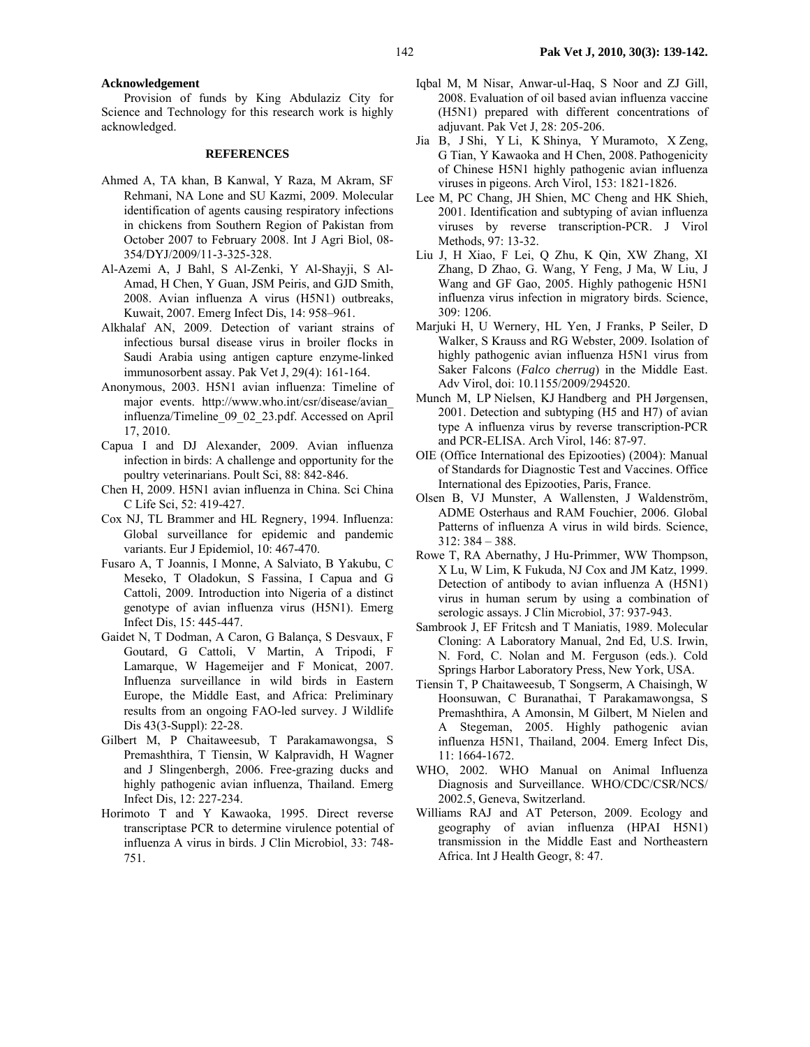## Acknowledgement

Provision of funds by King Abdulaziz City for Science and Technology for this research work is highly acknowledged.

## REFERENCES

Ahmed A, TA khan, B Kanwal, Y Raza, M Akram, SF Rehmani, NA Lone and SU Kazmi, 2009. Molecular identification of agents causing respiratory infections in chickens from Southern Region of Pakistan from October 2007 to February 2008. Int J Agri Biol, 08-354/DYJ/2009/11-3-325-328.

Al-Azemi A, J Bahl, S Al-Zenki, Y Al-Shayji, S Al-Amad, H Chen, Y Guan, JSM Peiris, and GJD Smith, 2008. Avian influenza A virus (H5N1) outbreaks, Kuwait, 2007. Emerg Infect Dis, 14: 958–961.

Alkhalaf AN, 2009. Detection of variant strains of infectious bursal disease virus in broiler flocks in Saudi Arabia using antigen capture enzyme-linked immunosorbent assay. Pak Vet J, 29(4): 161-164.

Anonymous, 2003. H5N1 avian influenza: Timeline of major events. http://www.who.int/csr/disease/avian_influenza/Timeline_09_02_23.pdf. Accessed on April 17, 2010.

Capua I and DJ Alexander, 2009. Avian influenza infection in birds: A challenge and opportunity for the poultry veterinarians. Poult Sci, 88: 842-846.

Chen H, 2009. H5N1 avian influenza in China. Sci China C Life Sci, 52: 419-427.

Cox NJ, TL Brammer and HL Regnery, 1994. Influenza: Global surveillance for epidemic and pandemic variants. Eur J Epidemiol, 10: 467-470.

Fusaro A, T Joannis, I Monne, A Salviato, B Yakubu, C Meseko, T Oladokun, S Fassina, I Capua and G Cattoli, 2009. Introduction into Nigeria of a distinct genotype of avian influenza virus (H5N1). Emerg Infect Dis, 15: 445-447.

Gaidet N, T Dodman, A Caron, G Balança, S Desvaux, F Goutard, G Cattoli, V Martin, A Tripodi, F Lamarque, W Hagemeijer and F Monicat, 2007. Influenza surveillance in wild birds in Eastern Europe, the Middle East, and Africa: Preliminary results from an ongoing FAO-led survey. J Wildlife Dis 43(3-Suppl): 22-28.

Gilbert M, P Chaitaweesub, T Parakamawongsa, S Premashthira, T Tiensin, W Kalpravidh, H Wagner and J Slingenbergh, 2006. Free-grazing ducks and highly pathogenic avian influenza, Thailand. Emerg Infect Dis, 12: 227-234.

Horimoto T and Y Kawaoka, 1995. Direct reverse transcriptase PCR to determine virulence potential of influenza A virus in birds. J Clin Microbiol, 33: 748-751.

Iqbal M, M Nisar, Anwar-ul-Haq, S Noor and ZJ Gill, 2008. Evaluation of oil based avian influenza vaccine (H5N1) prepared with different concentrations of adjuvant. Pak Vet J, 28: 205-206.

Jia B, J Shi, Y Li, K Shinya, Y Muramoto, X Zeng, G Tian, Y Kawaoka and H Chen, 2008. Pathogenicity of Chinese H5N1 highly pathogenic avian influenza viruses in pigeons. Arch Virol, 153: 1821-1826.

Lee M, PC Chang, JH Shien, MC Cheng and HK Shieh, 2001. Identification and subtyping of avian influenza viruses by reverse transcription-PCR. J Virol Methods, 97: 13-32.

Liu J, H Xiao, F Lei, Q Zhu, K Qin, XW Zhang, XI Zhang, D Zhao, G. Wang, Y Feng, J Ma, W Liu, J Wang and GF Gao, 2005. Highly pathogenic H5N1 influenza virus infection in migratory birds. Science, 309: 1206.

Marjuki H, U Wernery, HL Yen, J Franks, P Seiler, D Walker, S Krauss and RG Webster, 2009. Isolation of highly pathogenic avian influenza H5N1 virus from Saker Falcons (*Falco cherrug*) in the Middle East. Adv Virol, doi: 10.1155/2009/294520.

Munch M, LP Nielsen, KJ Handberg and PH Jørgensen, 2001. Detection and subtyping (H5 and H7) of avian type A influenza virus by reverse transcription-PCR and PCR-ELISA. Arch Virol, 146: 87-97.

OIE (Office International des Epizooties) (2004): Manual of Standards for Diagnostic Test and Vaccines. Office International des Epizooties, Paris, France.

Olsen B, VJ Munster, A Wallensten, J Waldenström, ADME Osterhaus and RAM Fouchier, 2006. Global Patterns of influenza A virus in wild birds. Science, 312: 384 – 388.

Rowe T, RA Abernathy, J Hu-Primmer, WW Thompson, X Lu, W Lim, K Fukuda, NJ Cox and JM Katz, 1999. Detection of antibody to avian influenza A (H5N1) virus in human serum by using a combination of serologic assays. J Clin Microbiol, 37: 937-943.

Sambrook J, EF Fritcsh and T Maniatis, 1989. Molecular Cloning: A Laboratory Manual, 2nd Ed, U.S. Irwin, N. Ford, C. Nolan and M. Ferguson (eds.). Cold Springs Harbor Laboratory Press, New York, USA.

Tiensin T, P Chaitaweesub, T Songserm, A Chaisingh, W Hoonsuwan, C Buranathai, T Parakamawongsa, S Premashthira, A Amonsin, M Gilbert, M Nielen and A Stegeman, 2005. Highly pathogenic avian influenza H5N1, Thailand, 2004. Emerg Infect Dis, 11: 1664-1672.

WHO, 2002. WHO Manual on Animal Influenza Diagnosis and Surveillance. WHO/CDC/CSR/NCS/2002.5, Geneva, Switzerland.

Williams RAJ and AT Peterson, 2009. Ecology and geography of avian influenza (HPAI H5N1) transmission in the Middle East and Northeastern Africa. Int J Health Geogr, 8: 47.